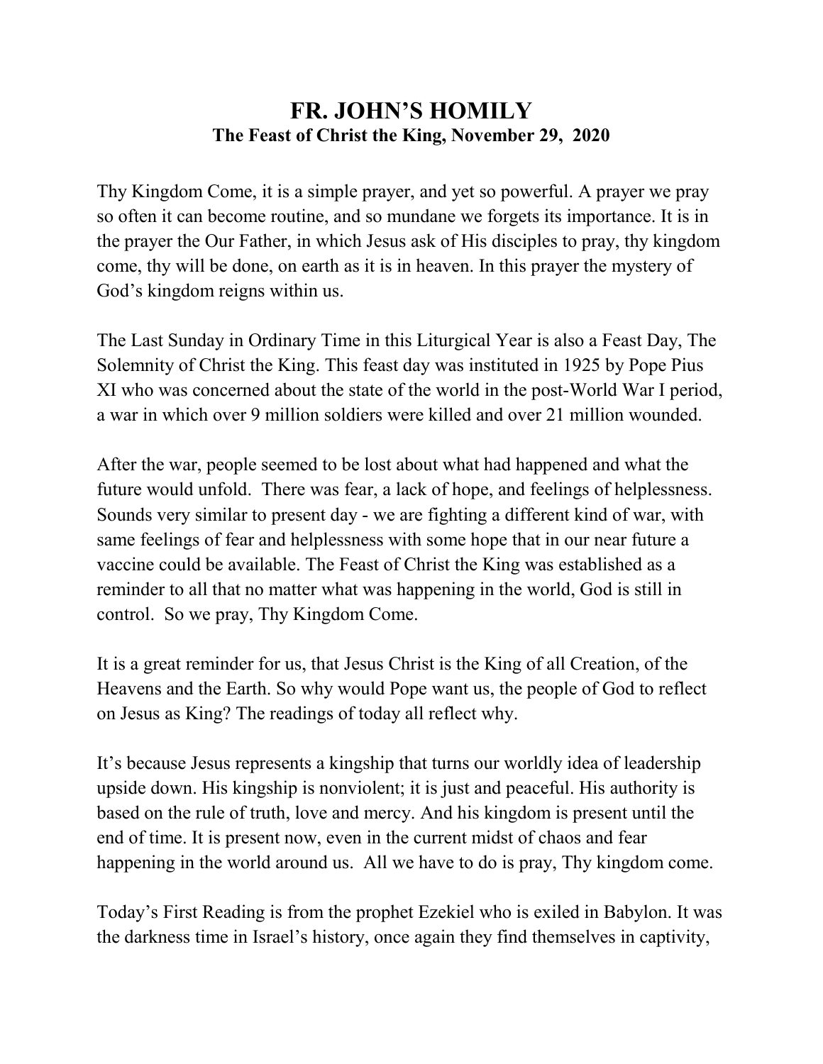# FR. JOHN'S HOMILY

## The Feast of Christ the King, November 29, 2020

Thy Kingdom Come, it is a simple prayer, and yet so powerful. A prayer we pray so often it can become routine, and so mundane we forgets its importance. It is in the prayer the Our Father, in which Jesus ask of His disciples to pray, thy kingdom come, thy will be done, on earth as it is in heaven. In this prayer the mystery of God's kingdom reigns within us.

The Last Sunday in Ordinary Time in this Liturgical Year is also a Feast Day, The Solemnity of Christ the King. This feast day was instituted in 1925 by Pope Pius XI who was concerned about the state of the world in the post-World War I period, a war in which over 9 million soldiers were killed and over 21 million wounded.

After the war, people seemed to be lost about what had happened and what the future would unfold. There was fear, a lack of hope, and feelings of helplessness. Sounds very similar to present day - we are fighting a different kind of war, with same feelings of fear and helplessness with some hope that in our near future a vaccine could be available. The Feast of Christ the King was established as a reminder to all that no matter what was happening in the world, God is still in control. So we pray, Thy Kingdom Come.

It is a great reminder for us, that Jesus Christ is the King of all Creation, of the Heavens and the Earth. So why would Pope want us, the people of God to reflect on Jesus as King? The readings of today all reflect why.

It's because Jesus represents a kingship that turns our worldly idea of leadership upside down. His kingship is nonviolent; it is just and peaceful. His authority is based on the rule of truth, love and mercy. And his kingdom is present until the end of time. It is present now, even in the current midst of chaos and fear happening in the world around us. All we have to do is pray, Thy kingdom come.

Today's First Reading is from the prophet Ezekiel who is exiled in Babylon. It was the darkness time in Israel's history, once again they find themselves in captivity,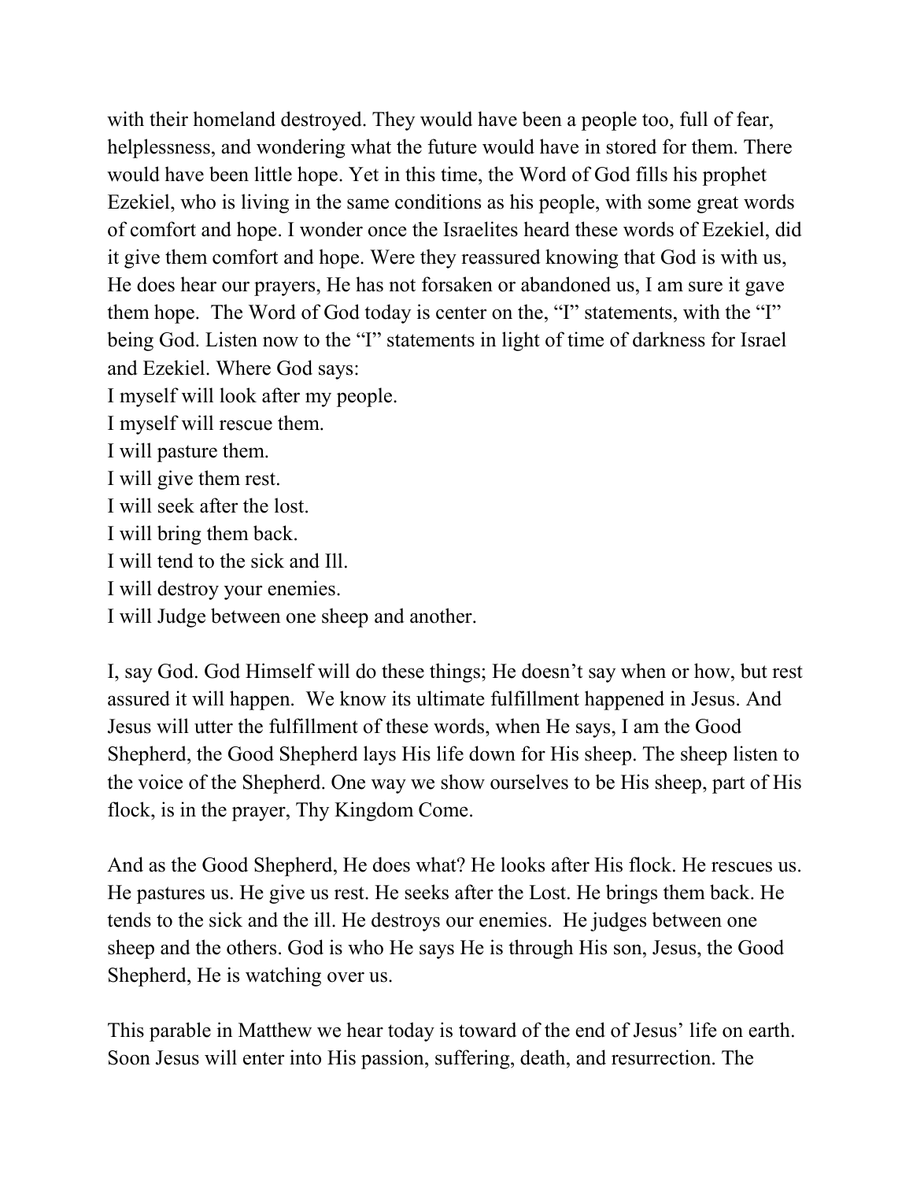with their homeland destroyed. They would have been a people too, full of fear, helplessness, and wondering what the future would have in stored for them. There would have been little hope. Yet in this time, the Word of God fills his prophet Ezekiel, who is living in the same conditions as his people, with some great words of comfort and hope. I wonder once the Israelites heard these words of Ezekiel, did it give them comfort and hope. Were they reassured knowing that God is with us, He does hear our prayers, He has not forsaken or abandoned us, I am sure it gave them hope.  The Word of God today is center on the, "I" statements, with the "I" being God. Listen now to the "I" statements in light of time of darkness for Israel and Ezekiel. Where God says:

I myself will look after my people.
I myself will rescue them.
I will pasture them.
I will give them rest.
I will seek after the lost.
I will bring them back.
I will tend to the sick and Ill.
I will destroy your enemies.
I will Judge between one sheep and another.

I, say God. God Himself will do these things; He doesn't say when or how, but rest assured it will happen.  We know its ultimate fulfillment happened in Jesus. And Jesus will utter the fulfillment of these words, when He says, I am the Good Shepherd, the Good Shepherd lays His life down for His sheep. The sheep listen to the voice of the Shepherd. One way we show ourselves to be His sheep, part of His flock, is in the prayer, Thy Kingdom Come.

And as the Good Shepherd, He does what? He looks after His flock. He rescues us. He pastures us. He give us rest. He seeks after the Lost. He brings them back. He tends to the sick and the ill. He destroys our enemies.  He judges between one sheep and the others. God is who He says He is through His son, Jesus, the Good Shepherd, He is watching over us.

This parable in Matthew we hear today is toward of the end of Jesus' life on earth. Soon Jesus will enter into His passion, suffering, death, and resurrection. The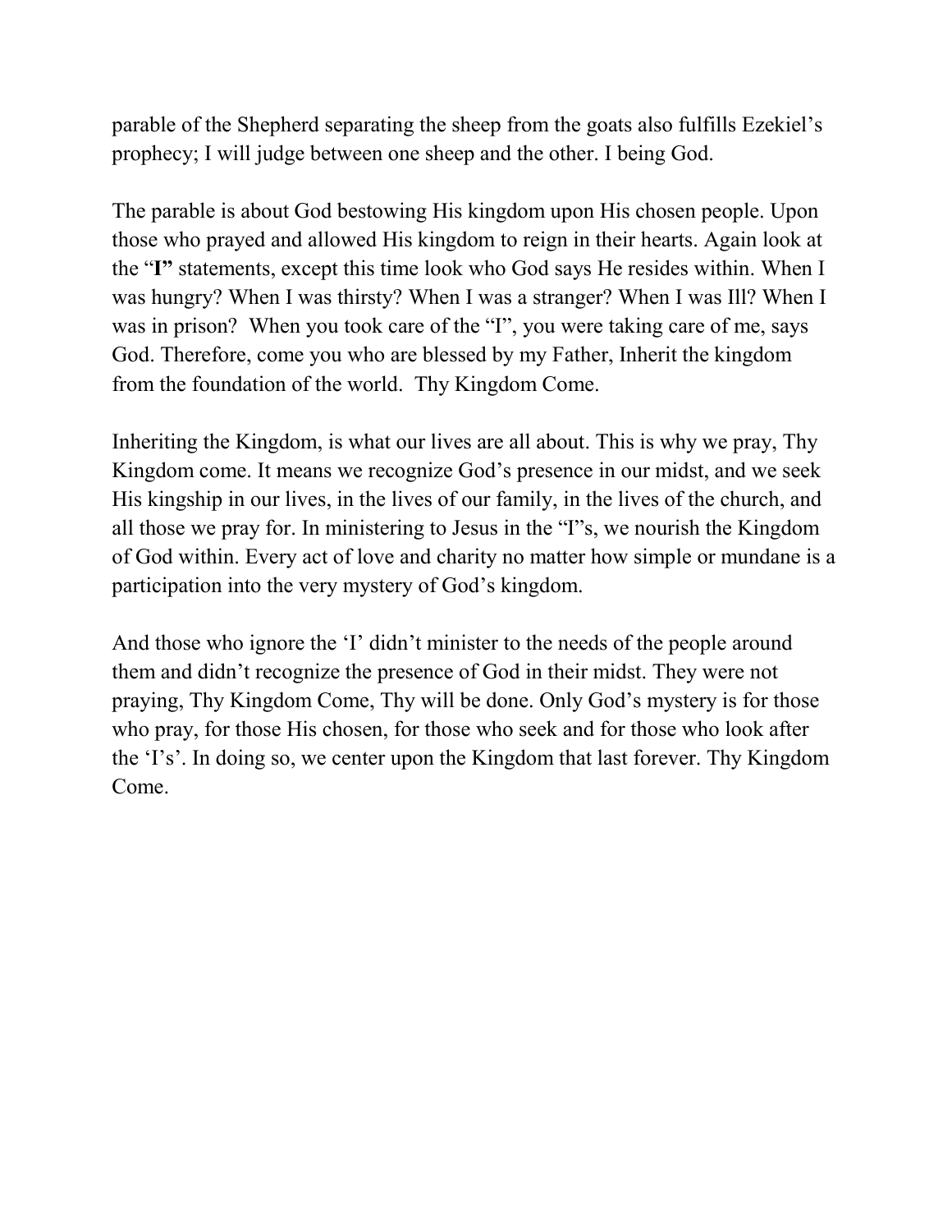parable of the Shepherd separating the sheep from the goats also fulfills Ezekiel's prophecy; I will judge between one sheep and the other. I being God.

The parable is about God bestowing His kingdom upon His chosen people. Upon those who prayed and allowed His kingdom to reign in their hearts. Again look at the "**I"** statements, except this time look who God says He resides within. When I was hungry? When I was thirsty? When I was a stranger? When I was Ill? When I was in prison? When you took care of the "I", you were taking care of me, says God. Therefore, come you who are blessed by my Father, Inherit the kingdom from the foundation of the world. Thy Kingdom Come.

Inheriting the Kingdom, is what our lives are all about. This is why we pray, Thy Kingdom come. It means we recognize God's presence in our midst, and we seek His kingship in our lives, in the lives of our family, in the lives of the church, and all those we pray for. In ministering to Jesus in the "I"s, we nourish the Kingdom of God within. Every act of love and charity no matter how simple or mundane is a participation into the very mystery of God's kingdom.

And those who ignore the 'I' didn't minister to the needs of the people around them and didn't recognize the presence of God in their midst. They were not praying, Thy Kingdom Come, Thy will be done. Only God's mystery is for those who pray, for those His chosen, for those who seek and for those who look after the 'I's'. In doing so, we center upon the Kingdom that last forever. Thy Kingdom Come.